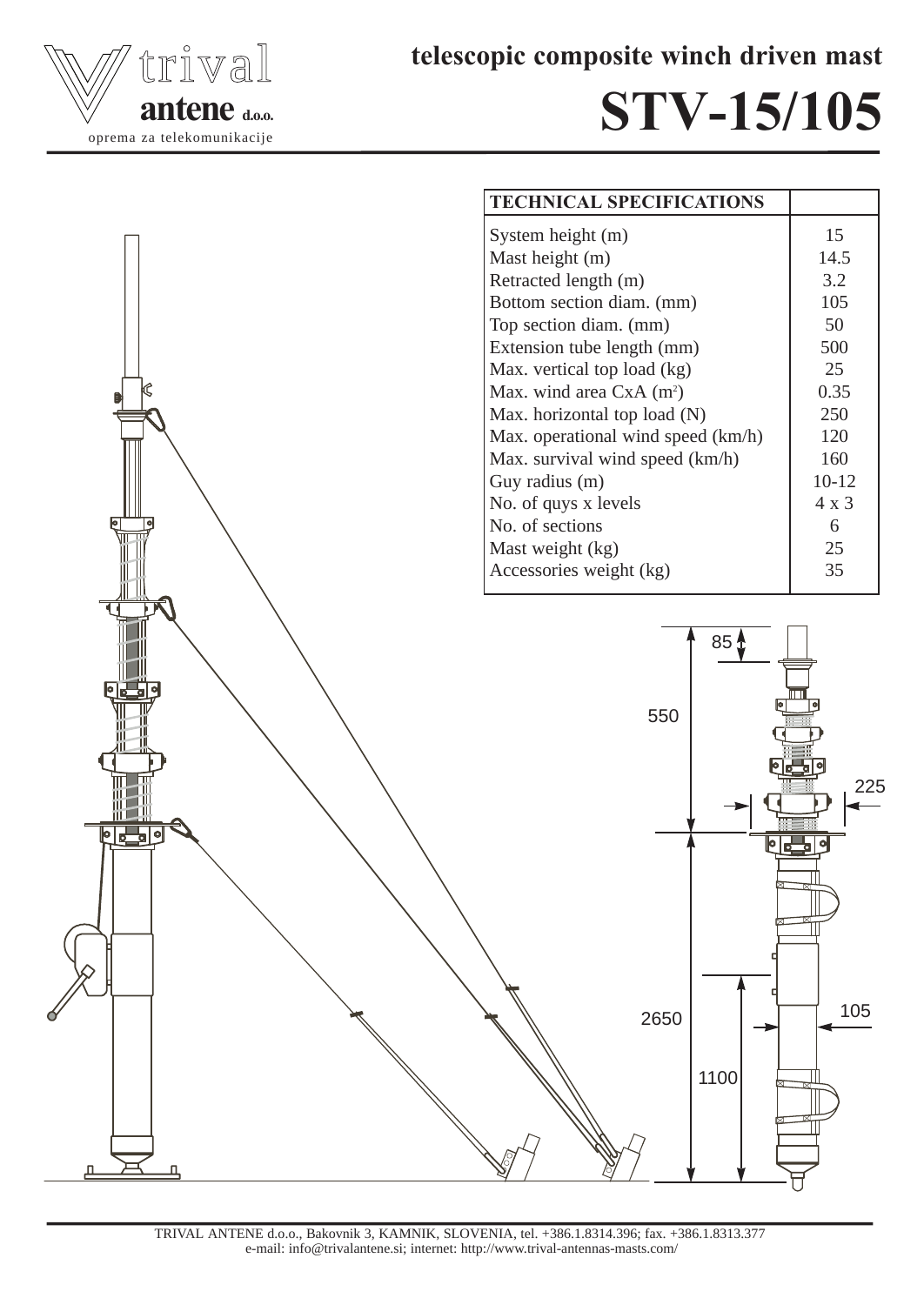trival
**antene** d.o.o.
oprema za telekomunikacije

**telescopic composite winch driven mast**

# STV-15/105

| TECHNICAL SPECIFICATIONS | |
|---|---|
| System height (m) | 15 |
| Mast height (m) | 14.5 |
| Retracted length (m) | 3.2 |
| Bottom section diam. (mm) | 105 |
| Top section diam. (mm) | 50 |
| Extension tube length (mm) | 500 |
| Max. vertical top load (kg) | 25 |
| Max. wind area CxA ($m^2$) | 0.35 |
| Max. horizontal top load (N) | 250 |
| Max. operational wind speed (km/h) | 120 |
| Max. survival wind speed (km/h) | 160 |
| Guy radius (m) | 10-12 |
| No. of quys x levels | 4 x 3 |
| No. of sections | 6 |
| Mast weight (kg) | 25 |
| Accessories weight (kg) | 35 |

85
550
225
2650
1100
105

TRIVAL ANTENE d.o.o., Bakovnik 3, KAMNIK, SLOVENIA, tel. +386.1.8314.396; fax. +386.1.8313.377
e-mail: info@trivalantene.si; internet: http://www.trival-antennas-masts.com/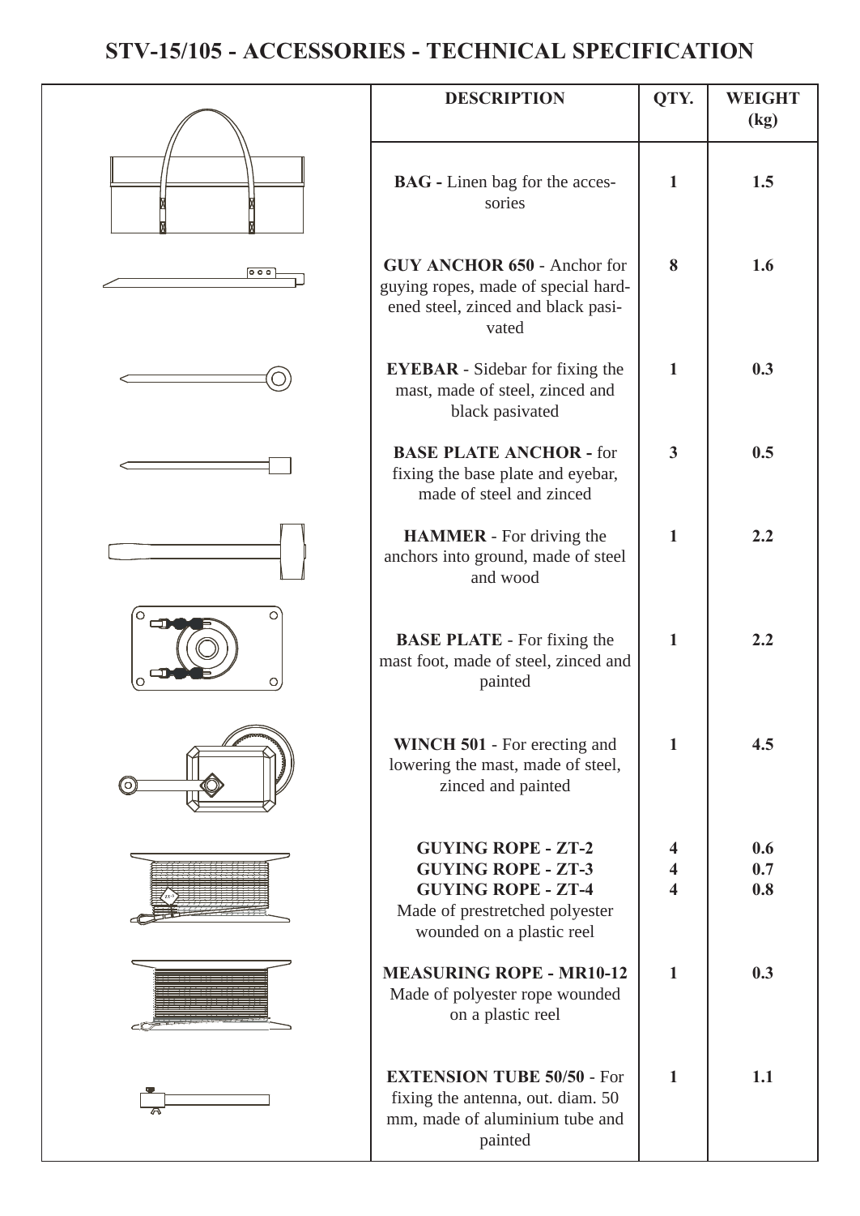# STV-15/105 - ACCESSORIES - TECHNICAL SPECIFICATION

| | DESCRIPTION | QTY. | WEIGHT (kg) |
|---|---|---|---|
| | **BAG -** Linen bag for the accessories | **1** | **1.5** |
| | **GUY ANCHOR 650** - Anchor for guying ropes, made of special hardened steel, zinced and black pasivated | **8** | **1.6** |
| | **EYEBAR** - Sidebar for fixing the mast, made of steel, zinced and black pasivated | **1** | **0.3** |
| | **BASE PLATE ANCHOR -** for fixing the base plate and eyebar, made of steel and zinced | **3** | **0.5** |
| | **HAMMER** - For driving the anchors into ground, made of steel and wood | **1** | **2.2** |
| | **BASE PLATE** - For fixing the mast foot, made of steel, zinced and painted | **1** | **2.2** |
| | **WINCH 501** - For erecting and lowering the mast, made of steel, zinced and painted | **1** | **4.5** |
| | **GUYING ROPE - ZT-2**<br>**GUYING ROPE - ZT-3**<br>**GUYING ROPE - ZT-4**<br>Made of prestretched polyester wounded on a plastic reel | **4**<br>**4**<br>**4** | **0.6**<br>**0.7**<br>**0.8** |
| | **MEASURING ROPE - MR10-12** Made of polyester rope wounded on a plastic reel | **1** | **0.3** |
| | **EXTENSION TUBE 50/50** - For fixing the antenna, out. diam. 50 mm, made of aluminium tube and painted | **1** | **1.1** |